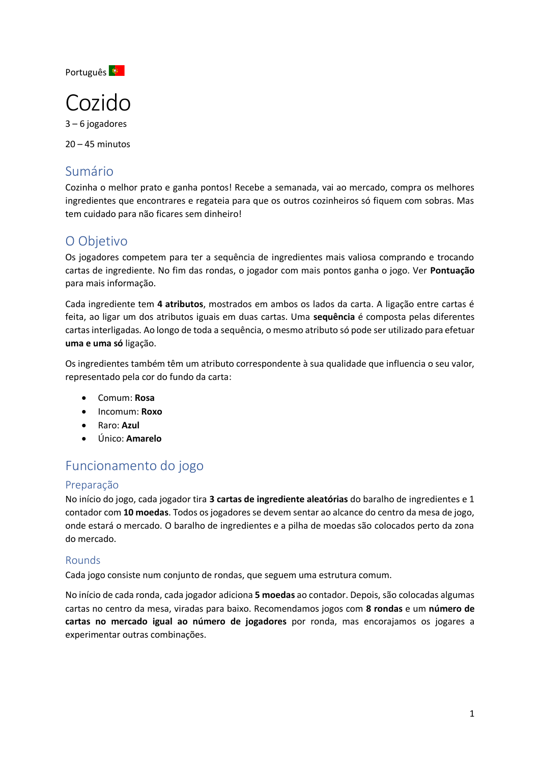Português 🇵🇹

# Cozido

3 – 6 jogadores

20 – 45 minutos

## Sumário

Cozinha o melhor prato e ganha pontos! Recebe a semanada, vai ao mercado, compra os melhores ingredientes que encontrares e regateia para que os outros cozinheiros só fiquem com sobras. Mas tem cuidado para não ficares sem dinheiro!

## O Objetivo

Os jogadores competem para ter a sequência de ingredientes mais valiosa comprando e trocando cartas de ingrediente. No fim das rondas, o jogador com mais pontos ganha o jogo. Ver **Pontuação** para mais informação.

Cada ingrediente tem **4 atributos**, mostrados em ambos os lados da carta. A ligação entre cartas é feita, ao ligar um dos atributos iguais em duas cartas. Uma **sequência** é composta pelas diferentes cartas interligadas. Ao longo de toda a sequência, o mesmo atributo só pode ser utilizado para efetuar **uma e uma só** ligação.

Os ingredientes também têm um atributo correspondente à sua qualidade que influencia o seu valor, representado pela cor do fundo da carta:

- Comum: **Rosa**
- Incomum: **Roxo**
- Raro: **Azul**
- Único: **Amarelo**

## Funcionamento do jogo

### Preparação

No início do jogo, cada jogador tira **3 cartas de ingrediente aleatórias** do baralho de ingredientes e 1 contador com **10 moedas**. Todos os jogadores se devem sentar ao alcance do centro da mesa de jogo, onde estará o mercado. O baralho de ingredientes e a pilha de moedas são colocados perto da zona do mercado.

### Rounds

Cada jogo consiste num conjunto de rondas, que seguem uma estrutura comum.

No início de cada ronda, cada jogador adiciona **5 moedas** ao contador. Depois, são colocadas algumas cartas no centro da mesa, viradas para baixo. Recomendamos jogos com **8 rondas** e um **número de cartas no mercado igual ao número de jogadores** por ronda, mas encorajamos os jogares a experimentar outras combinações.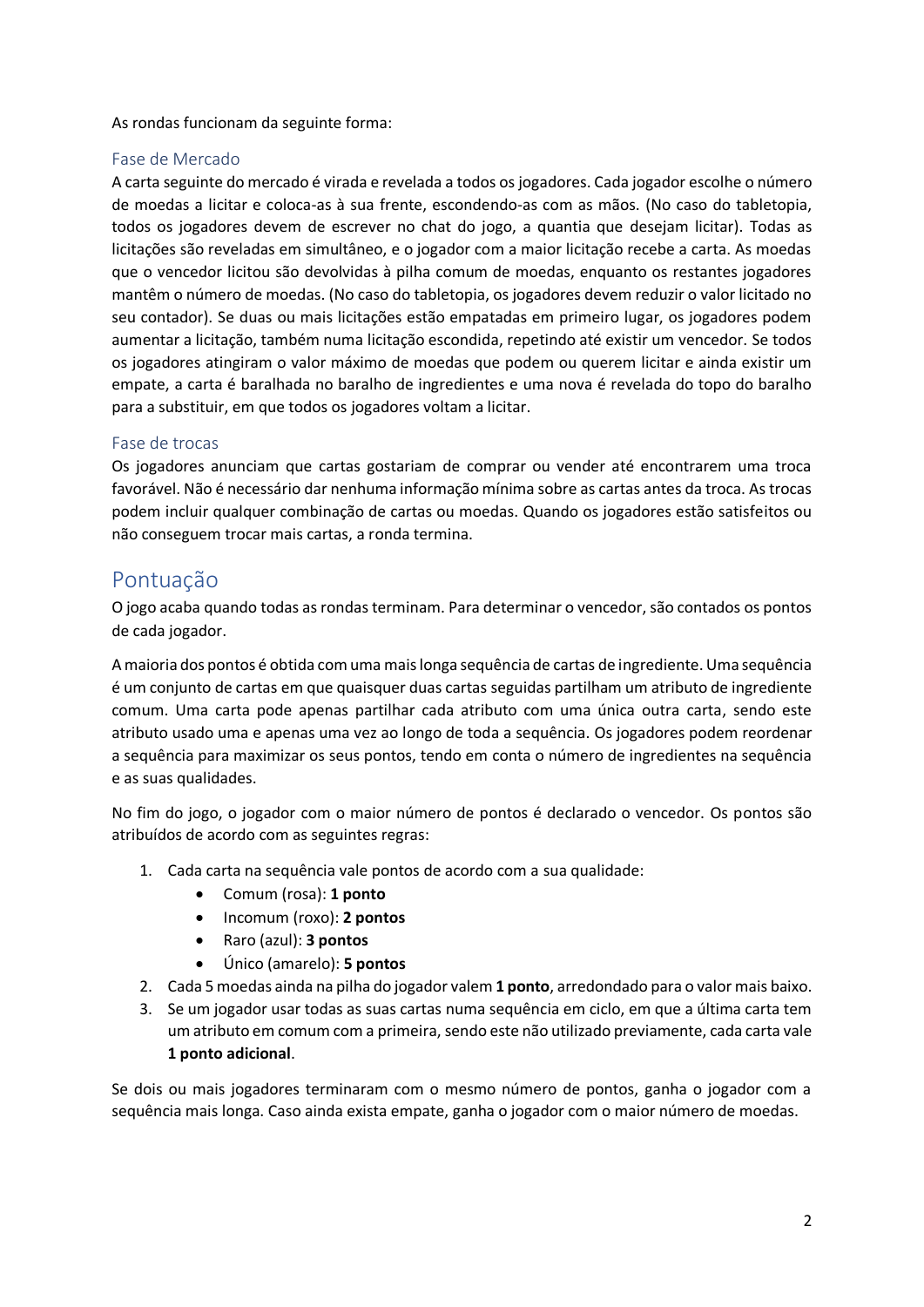As rondas funcionam da seguinte forma:

### Fase de Mercado

A carta seguinte do mercado é virada e revelada a todos os jogadores. Cada jogador escolhe o número de moedas a licitar e coloca-as à sua frente, escondendo-as com as mãos. (No caso do tabletopia, todos os jogadores devem de escrever no chat do jogo, a quantia que desejam licitar). Todas as licitações são reveladas em simultâneo, e o jogador com a maior licitação recebe a carta. As moedas que o vencedor licitou são devolvidas à pilha comum de moedas, enquanto os restantes jogadores mantêm o número de moedas. (No caso do tabletopia, os jogadores devem reduzir o valor licitado no seu contador). Se duas ou mais licitações estão empatadas em primeiro lugar, os jogadores podem aumentar a licitação, também numa licitação escondida, repetindo até existir um vencedor. Se todos os jogadores atingiram o valor máximo de moedas que podem ou querem licitar e ainda existir um empate, a carta é baralhada no baralho de ingredientes e uma nova é revelada do topo do baralho para a substituir, em que todos os jogadores voltam a licitar.

### Fase de trocas

Os jogadores anunciam que cartas gostariam de comprar ou vender até encontrarem uma troca favorável. Não é necessário dar nenhuma informação mínima sobre as cartas antes da troca. As trocas podem incluir qualquer combinação de cartas ou moedas. Quando os jogadores estão satisfeitos ou não conseguem trocar mais cartas, a ronda termina.

## Pontuação

O jogo acaba quando todas as rondas terminam. Para determinar o vencedor, são contados os pontos de cada jogador.

A maioria dos pontos é obtida com uma mais longa sequência de cartas de ingrediente. Uma sequência é um conjunto de cartas em que quaisquer duas cartas seguidas partilham um atributo de ingrediente comum. Uma carta pode apenas partilhar cada atributo com uma única outra carta, sendo este atributo usado uma e apenas uma vez ao longo de toda a sequência. Os jogadores podem reordenar a sequência para maximizar os seus pontos, tendo em conta o número de ingredientes na sequência e as suas qualidades.

No fim do jogo, o jogador com o maior número de pontos é declarado o vencedor. Os pontos são atribuídos de acordo com as seguintes regras:

1. Cada carta na sequência vale pontos de acordo com a sua qualidade:
    - Comum (rosa): **1 ponto**
    - Incomum (roxo): **2 pontos**
    - Raro (azul): **3 pontos**
    - Único (amarelo): **5 pontos**
2. Cada 5 moedas ainda na pilha do jogador valem **1 ponto**, arredondado para o valor mais baixo.
3. Se um jogador usar todas as suas cartas numa sequência em ciclo, em que a última carta tem um atributo em comum com a primeira, sendo este não utilizado previamente, cada carta vale **1 ponto adicional**.

Se dois ou mais jogadores terminaram com o mesmo número de pontos, ganha o jogador com a sequência mais longa. Caso ainda exista empate, ganha o jogador com o maior número de moedas.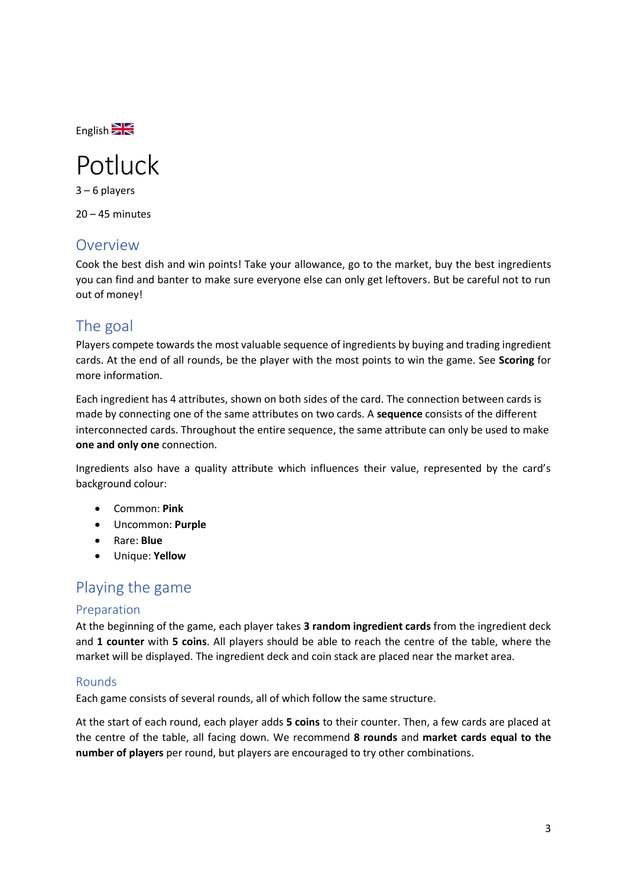English 🇬🇧

# Potluck

3 – 6 players

20 – 45 minutes

## Overview

Cook the best dish and win points! Take your allowance, go to the market, buy the best ingredients you can find and banter to make sure everyone else can only get leftovers. But be careful not to run out of money!

## The goal

Players compete towards the most valuable sequence of ingredients by buying and trading ingredient cards. At the end of all rounds, be the player with the most points to win the game. See **Scoring** for more information.

Each ingredient has 4 attributes, shown on both sides of the card. The connection between cards is made by connecting one of the same attributes on two cards. A **sequence** consists of the different interconnected cards. Throughout the entire sequence, the same attribute can only be used to make **one and only one** connection.

Ingredients also have a quality attribute which influences their value, represented by the card's background colour:

- Common: **Pink**
- Uncommon: **Purple**
- Rare: **Blue**
- Unique: **Yellow**

## Playing the game

### Preparation

At the beginning of the game, each player takes **3 random ingredient cards** from the ingredient deck and **1 counter** with **5 coins**. All players should be able to reach the centre of the table, where the market will be displayed. The ingredient deck and coin stack are placed near the market area.

### Rounds

Each game consists of several rounds, all of which follow the same structure.

At the start of each round, each player adds **5 coins** to their counter. Then, a few cards are placed at the centre of the table, all facing down. We recommend **8 rounds** and **market cards equal to the number of players** per round, but players are encouraged to try other combinations.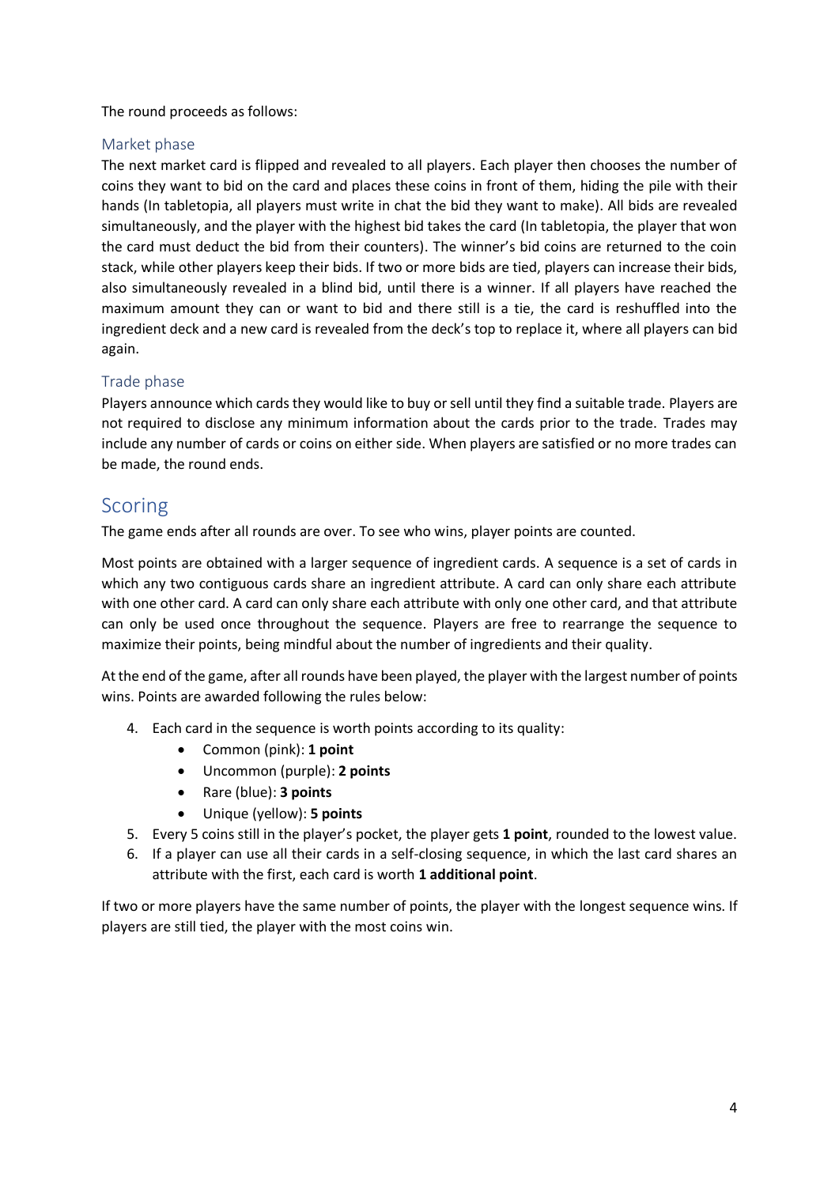The round proceeds as follows:

### Market phase

The next market card is flipped and revealed to all players. Each player then chooses the number of coins they want to bid on the card and places these coins in front of them, hiding the pile with their hands (In tabletopia, all players must write in chat the bid they want to make). All bids are revealed simultaneously, and the player with the highest bid takes the card (In tabletopia, the player that won the card must deduct the bid from their counters). The winner's bid coins are returned to the coin stack, while other players keep their bids. If two or more bids are tied, players can increase their bids, also simultaneously revealed in a blind bid, until there is a winner. If all players have reached the maximum amount they can or want to bid and there still is a tie, the card is reshuffled into the ingredient deck and a new card is revealed from the deck's top to replace it, where all players can bid again.

### Trade phase

Players announce which cards they would like to buy or sell until they find a suitable trade. Players are not required to disclose any minimum information about the cards prior to the trade. Trades may include any number of cards or coins on either side. When players are satisfied or no more trades can be made, the round ends.

## Scoring

The game ends after all rounds are over. To see who wins, player points are counted.

Most points are obtained with a larger sequence of ingredient cards. A sequence is a set of cards in which any two contiguous cards share an ingredient attribute. A card can only share each attribute with one other card. A card can only share each attribute with only one other card, and that attribute can only be used once throughout the sequence. Players are free to rearrange the sequence to maximize their points, being mindful about the number of ingredients and their quality.

At the end of the game, after all rounds have been played, the player with the largest number of points wins. Points are awarded following the rules below:

4. Each card in the sequence is worth points according to its quality:
   - Common (pink): **1 point**
   - Uncommon (purple): **2 points**
   - Rare (blue): **3 points**
   - Unique (yellow): **5 points**
5. Every 5 coins still in the player's pocket, the player gets **1 point**, rounded to the lowest value.
6. If a player can use all their cards in a self-closing sequence, in which the last card shares an attribute with the first, each card is worth **1 additional point**.

If two or more players have the same number of points, the player with the longest sequence wins. If players are still tied, the player with the most coins win.